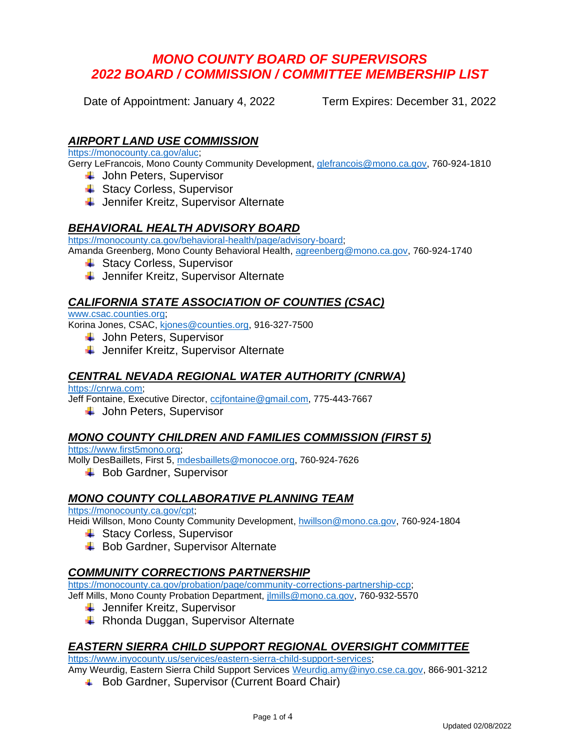# *MONO COUNTY BOARD OF SUPERVISORS*
# *2022 BOARD / COMMISSION / COMMITTEE MEMBERSHIP LIST*

Date of Appointment: January 4, 2022 Term Expires: December 31, 2022

## ***AIRPORT LAND USE COMMISSION***

https://monocounty.ca.gov/aluc;
Gerry LeFrancois, Mono County Community Development, glefrancois@mono.ca.gov, 760-924-1810

- John Peters, Supervisor
- Stacy Corless, Supervisor
- Jennifer Kreitz, Supervisor Alternate

## ***BEHAVIORAL HEALTH ADVISORY BOARD***

https://monocounty.ca.gov/behavioral-health/page/advisory-board;
Amanda Greenberg, Mono County Behavioral Health, agreenberg@mono.ca.gov, 760-924-1740

- Stacy Corless, Supervisor
- Jennifer Kreitz, Supervisor Alternate

## ***CALIFORNIA STATE ASSOCIATION OF COUNTIES (CSAC)***

www.csac.counties.org;
Korina Jones, CSAC, kjones@counties.org, 916-327-7500

- John Peters, Supervisor
- Jennifer Kreitz, Supervisor Alternate

## ***CENTRAL NEVADA REGIONAL WATER AUTHORITY (CNRWA)***

https://cnrwa.com;
Jeff Fontaine, Executive Director, ccjfontaine@gmail.com, 775-443-7667

- John Peters, Supervisor

## ***MONO COUNTY CHILDREN AND FAMILIES COMMISSION (FIRST 5)***

https://www.first5mono.org;
Molly DesBaillets, First 5, mdesbaillets@monocoe.org, 760-924-7626

- Bob Gardner, Supervisor

## ***MONO COUNTY COLLABORATIVE PLANNING TEAM***

https://monocounty.ca.gov/cpt;
Heidi Willson, Mono County Community Development, hwillson@mono.ca.gov, 760-924-1804

- Stacy Corless, Supervisor
- Bob Gardner, Supervisor Alternate

## ***COMMUNITY CORRECTIONS PARTNERSHIP***

https://monocounty.ca.gov/probation/page/community-corrections-partnership-ccp;
Jeff Mills, Mono County Probation Department, jlmills@mono.ca.gov, 760-932-5570

- Jennifer Kreitz, Supervisor
- Rhonda Duggan, Supervisor Alternate

## ***EASTERN SIERRA CHILD SUPPORT REGIONAL OVERSIGHT COMMITTEE***

https://www.inyocounty.us/services/eastern-sierra-child-support-services;
Amy Weurdig, Eastern Sierra Child Support Services Weurdig.amy@inyo.cse.ca.gov, 866-901-3212

- Bob Gardner, Supervisor (Current Board Chair)

Updated 02/08/2022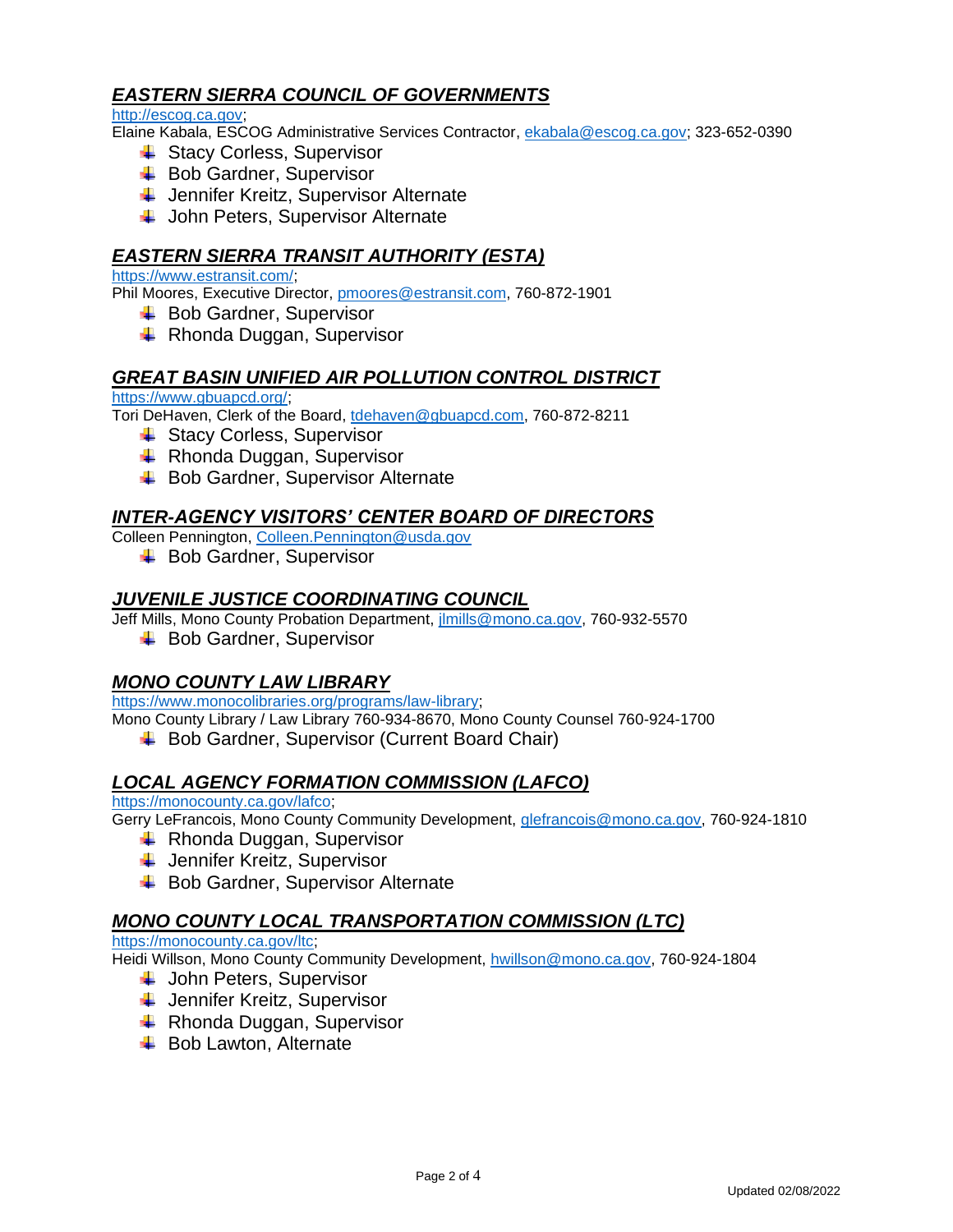## ***EASTERN SIERRA COUNCIL OF GOVERNMENTS***

http://escog.ca.gov;
Elaine Kabala, ESCOG Administrative Services Contractor, ekabala@escog.ca.gov; 323-652-0390

- Stacy Corless, Supervisor
- Bob Gardner, Supervisor
- Jennifer Kreitz, Supervisor Alternate
- John Peters, Supervisor Alternate

## ***EASTERN SIERRA TRANSIT AUTHORITY (ESTA)***

https://www.estransit.com/;
Phil Moores, Executive Director, pmoores@estransit.com, 760-872-1901

- Bob Gardner, Supervisor
- Rhonda Duggan, Supervisor

## ***GREAT BASIN UNIFIED AIR POLLUTION CONTROL DISTRICT***

https://www.gbuapcd.org/;
Tori DeHaven, Clerk of the Board, tdehaven@gbuapcd.com, 760-872-8211

- Stacy Corless, Supervisor
- Rhonda Duggan, Supervisor
- Bob Gardner, Supervisor Alternate

## ***INTER-AGENCY VISITORS' CENTER BOARD OF DIRECTORS***

Colleen Pennington, Colleen.Pennington@usda.gov

- Bob Gardner, Supervisor

## ***JUVENILE JUSTICE COORDINATING COUNCIL***

Jeff Mills, Mono County Probation Department, jlmills@mono.ca.gov, 760-932-5570

- Bob Gardner, Supervisor

## ***MONO COUNTY LAW LIBRARY***

https://www.monocolibraries.org/programs/law-library;
Mono County Library / Law Library 760-934-8670, Mono County Counsel 760-924-1700

- Bob Gardner, Supervisor (Current Board Chair)

## ***LOCAL AGENCY FORMATION COMMISSION (LAFCO)***

https://monocounty.ca.gov/lafco;
Gerry LeFrancois, Mono County Community Development, glefrancois@mono.ca.gov, 760-924-1810

- Rhonda Duggan, Supervisor
- Jennifer Kreitz, Supervisor
- Bob Gardner, Supervisor Alternate

## ***MONO COUNTY LOCAL TRANSPORTATION COMMISSION (LTC)***

https://monocounty.ca.gov/ltc;
Heidi Willson, Mono County Community Development, hwillson@mono.ca.gov, 760-924-1804

- John Peters, Supervisor
- Jennifer Kreitz, Supervisor
- Rhonda Duggan, Supervisor
- Bob Lawton, Alternate

Updated 02/08/2022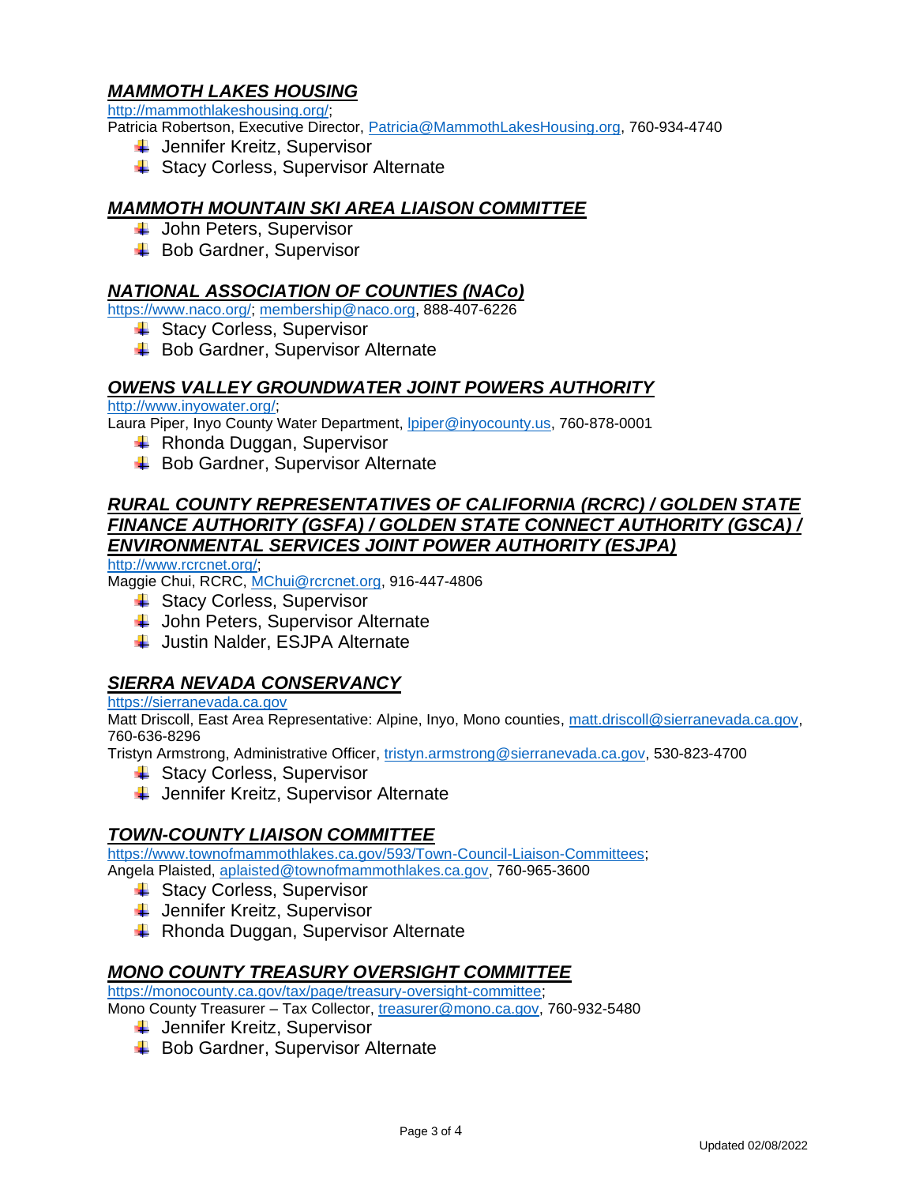## ***MAMMOTH LAKES HOUSING***

http://mammothlakeshousing.org/;
Patricia Robertson, Executive Director, Patricia@MammothLakesHousing.org, 760-934-4740

- Jennifer Kreitz, Supervisor
- Stacy Corless, Supervisor Alternate

## ***MAMMOTH MOUNTAIN SKI AREA LIAISON COMMITTEE***

- John Peters, Supervisor
- Bob Gardner, Supervisor

## ***NATIONAL ASSOCIATION OF COUNTIES (NACo)***

https://www.naco.org/; membership@naco.org, 888-407-6226

- Stacy Corless, Supervisor
- Bob Gardner, Supervisor Alternate

## ***OWENS VALLEY GROUNDWATER JOINT POWERS AUTHORITY***

http://www.inyowater.org/;
Laura Piper, Inyo County Water Department, lpiper@inyocounty.us, 760-878-0001

- Rhonda Duggan, Supervisor
- Bob Gardner, Supervisor Alternate

## ***RURAL COUNTY REPRESENTATIVES OF CALIFORNIA (RCRC) / GOLDEN STATE FINANCE AUTHORITY (GSFA) / GOLDEN STATE CONNECT AUTHORITY (GSCA) / ENVIRONMENTAL SERVICES JOINT POWER AUTHORITY (ESJPA)***

http://www.rcrcnet.org/;
Maggie Chui, RCRC, MChui@rcrcnet.org, 916-447-4806

- Stacy Corless, Supervisor
- John Peters, Supervisor Alternate
- Justin Nalder, ESJPA Alternate

## ***SIERRA NEVADA CONSERVANCY***

https://sierranevada.ca.gov
Matt Driscoll, East Area Representative: Alpine, Inyo, Mono counties, matt.driscoll@sierranevada.ca.gov, 760-636-8296
Tristyn Armstrong, Administrative Officer, tristyn.armstrong@sierranevada.ca.gov, 530-823-4700

- Stacy Corless, Supervisor
- Jennifer Kreitz, Supervisor Alternate

## ***TOWN-COUNTY LIAISON COMMITTEE***

https://www.townofmammothlakes.ca.gov/593/Town-Council-Liaison-Committees;
Angela Plaisted, aplaisted@townofmammothlakes.ca.gov, 760-965-3600

- Stacy Corless, Supervisor
- Jennifer Kreitz, Supervisor
- Rhonda Duggan, Supervisor Alternate

## ***MONO COUNTY TREASURY OVERSIGHT COMMITTEE***

https://monocounty.ca.gov/tax/page/treasury-oversight-committee;
Mono County Treasurer – Tax Collector, treasurer@mono.ca.gov, 760-932-5480

- Jennifer Kreitz, Supervisor
- Bob Gardner, Supervisor Alternate

Updated 02/08/2022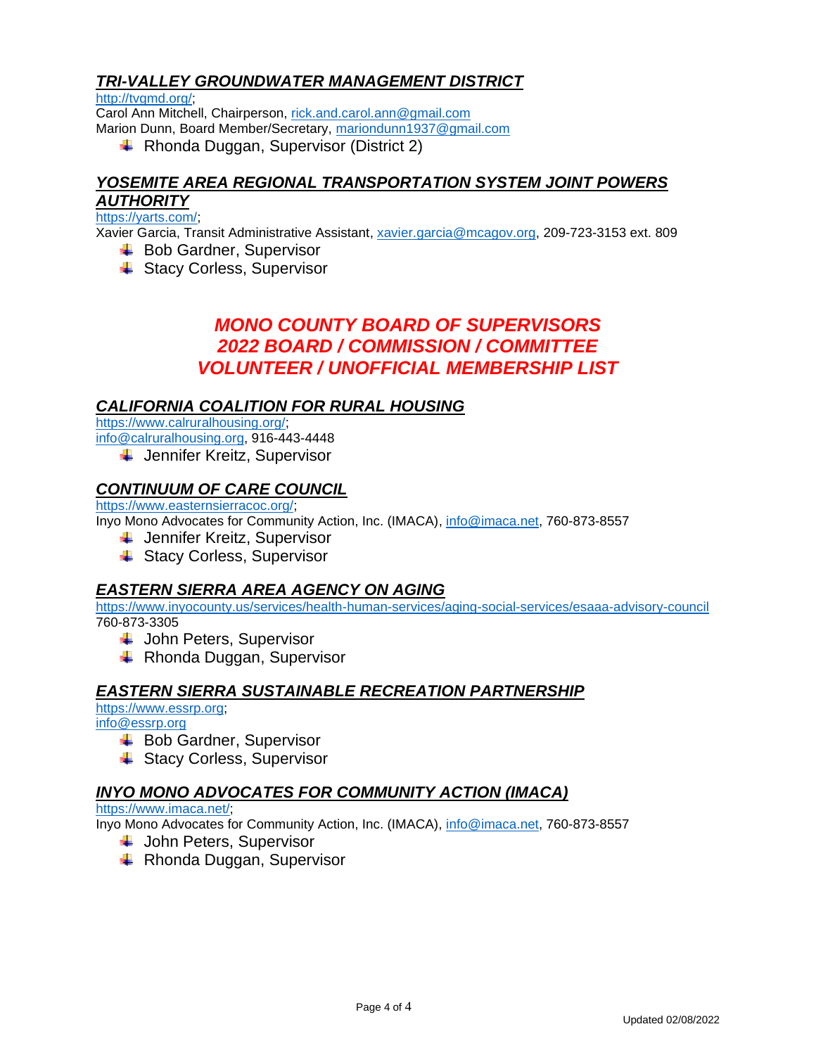### ***TRI-VALLEY GROUNDWATER MANAGEMENT DISTRICT***

http://tvgmd.org/;
Carol Ann Mitchell, Chairperson, rick.and.carol.ann@gmail.com
Marion Dunn, Board Member/Secretary, mariondunn1937@gmail.com

- Rhonda Duggan, Supervisor (District 2)

### ***YOSEMITE AREA REGIONAL TRANSPORTATION SYSTEM JOINT POWERS AUTHORITY***

https://yarts.com/;
Xavier Garcia, Transit Administrative Assistant, xavier.garcia@mcagov.org, 209-723-3153 ext. 809

- Bob Gardner, Supervisor
- Stacy Corless, Supervisor

## ***MONO COUNTY BOARD OF SUPERVISORS 2022 BOARD / COMMISSION / COMMITTEE VOLUNTEER / UNOFFICIAL MEMBERSHIP LIST***

### ***CALIFORNIA COALITION FOR RURAL HOUSING***

https://www.calruralhousing.org/;
info@calruralhousing.org, 916-443-4448

- Jennifer Kreitz, Supervisor

### ***CONTINUUM OF CARE COUNCIL***

https://www.easternsierracoc.org/;
Inyo Mono Advocates for Community Action, Inc. (IMACA), info@imaca.net, 760-873-8557

- Jennifer Kreitz, Supervisor
- Stacy Corless, Supervisor

### ***EASTERN SIERRA AREA AGENCY ON AGING***

https://www.inyocounty.us/services/health-human-services/aging-social-services/esaaa-advisory-council
760-873-3305

- John Peters, Supervisor
- Rhonda Duggan, Supervisor

### ***EASTERN SIERRA SUSTAINABLE RECREATION PARTNERSHIP***

https://www.essrp.org;
info@essrp.org

- Bob Gardner, Supervisor
- Stacy Corless, Supervisor

### ***INYO MONO ADVOCATES FOR COMMUNITY ACTION (IMACA)***

https://www.imaca.net/;
Inyo Mono Advocates for Community Action, Inc. (IMACA), info@imaca.net, 760-873-8557

- John Peters, Supervisor
- Rhonda Duggan, Supervisor

Updated 02/08/2022